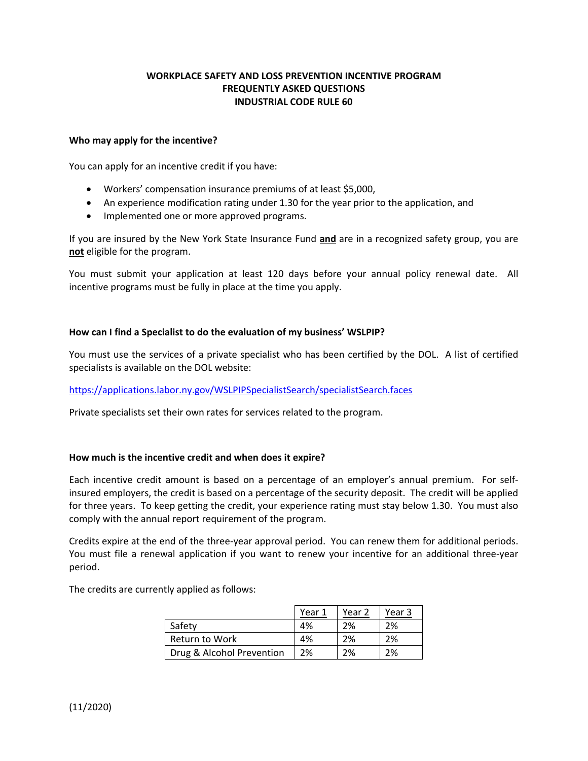# WORKPLACE SAFETY AND LOSS PREVENTION INCENTIVE PROGRAM
# FREQUENTLY ASKED QUESTIONS
# INDUSTRIAL CODE RULE 60

**Who may apply for the incentive?**

You can apply for an incentive credit if you have:

- Workers' compensation insurance premiums of at least $5,000,
- An experience modification rating under 1.30 for the year prior to the application, and
- Implemented one or more approved programs.

If you are insured by the New York State Insurance Fund **and** are in a recognized safety group, you are **not** eligible for the program.

You must submit your application at least 120 days before your annual policy renewal date. All incentive programs must be fully in place at the time you apply.

**How can I find a Specialist to do the evaluation of my business' WSLPIP?**

You must use the services of a private specialist who has been certified by the DOL. A list of certified specialists is available on the DOL website:

https://applications.labor.ny.gov/WSLPIPSpecialistSearch/specialistSearch.faces

Private specialists set their own rates for services related to the program.

**How much is the incentive credit and when does it expire?**

Each incentive credit amount is based on a percentage of an employer's annual premium. For self-insured employers, the credit is based on a percentage of the security deposit. The credit will be applied for three years. To keep getting the credit, your experience rating must stay below 1.30. You must also comply with the annual report requirement of the program.

Credits expire at the end of the three-year approval period. You can renew them for additional periods. You must file a renewal application if you want to renew your incentive for an additional three-year period.

The credits are currently applied as follows:

| | Year 1 | Year 2 | Year 3 |
|---|---|---|---|
| Safety | 4% | 2% | 2% |
| Return to Work | 4% | 2% | 2% |
| Drug & Alcohol Prevention | 2% | 2% | 2% |

(11/2020)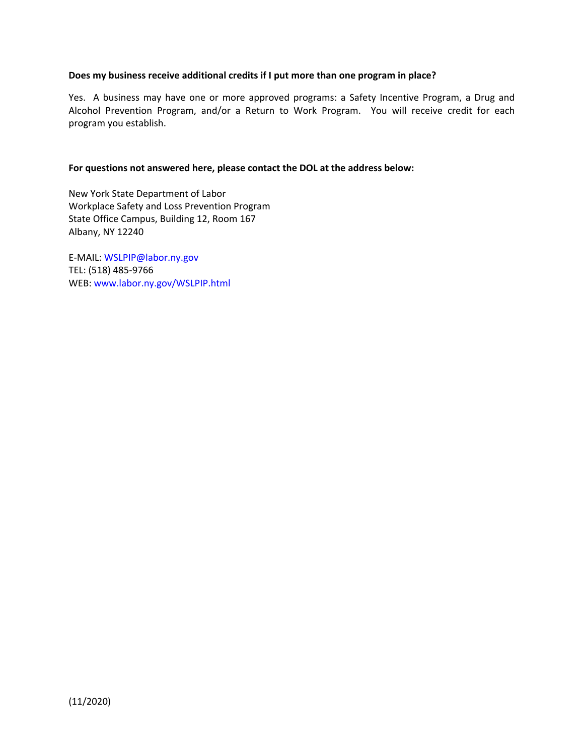**Does my business receive additional credits if I put more than one program in place?**

Yes. A business may have one or more approved programs: a Safety Incentive Program, a Drug and Alcohol Prevention Program, and/or a Return to Work Program. You will receive credit for each program you establish.

**For questions not answered here, please contact the DOL at the address below:**

New York State Department of Labor
Workplace Safety and Loss Prevention Program
State Office Campus, Building 12, Room 167
Albany, NY 12240

E-MAIL: WSLPIP@labor.ny.gov
TEL: (518) 485-9766
WEB: www.labor.ny.gov/WSLPIP.html

(11/2020)